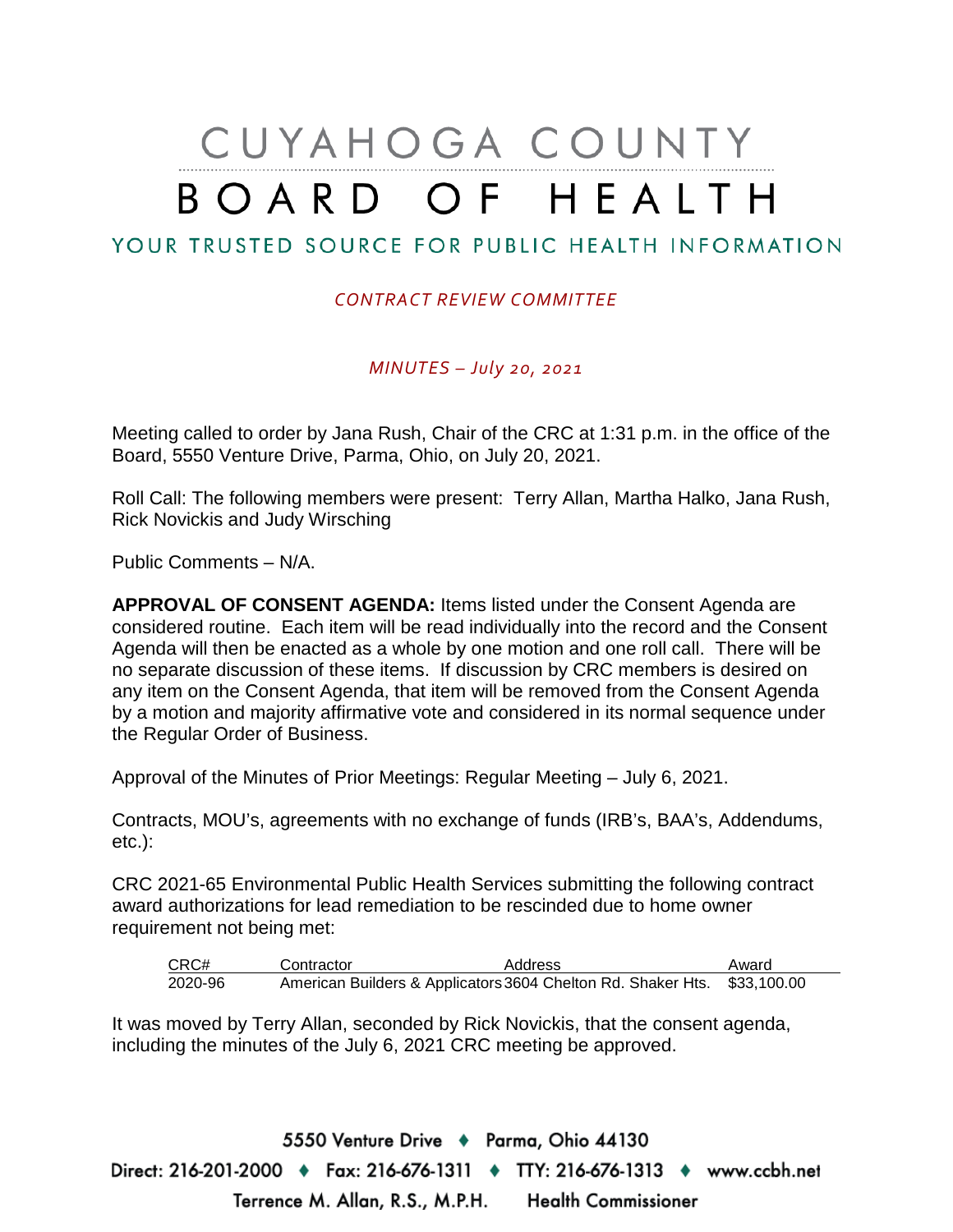# CUYAHOGA COUNTY BOARD OF HEALTH

## YOUR TRUSTED SOURCE FOR PUBLIC HEALTH INFORMATION

*CONTRACT REVIEW COMMITTEE*

*MINUTES – July 20, 2021*

Meeting called to order by Jana Rush, Chair of the CRC at 1:31 p.m. in the office of the Board, 5550 Venture Drive, Parma, Ohio, on July 20, 2021.

Roll Call: The following members were present: Terry Allan, Martha Halko, Jana Rush, Rick Novickis and Judy Wirsching

Public Comments – N/A.

**APPROVAL OF CONSENT AGENDA:** Items listed under the Consent Agenda are considered routine. Each item will be read individually into the record and the Consent Agenda will then be enacted as a whole by one motion and one roll call. There will be no separate discussion of these items. If discussion by CRC members is desired on any item on the Consent Agenda, that item will be removed from the Consent Agenda by a motion and majority affirmative vote and considered in its normal sequence under the Regular Order of Business.

Approval of the Minutes of Prior Meetings: Regular Meeting – July 6, 2021.

Contracts, MOU's, agreements with no exchange of funds (IRB's, BAA's, Addendums, etc.):

CRC 2021-65 Environmental Public Health Services submitting the following contract award authorizations for lead remediation to be rescinded due to home owner requirement not being met:

| CRC# | Contractor | Address | Award |
|---|---|---|---|
| 2020-96 | American Builders & Applicators | 3604 Chelton Rd. Shaker Hts. | $33,100.00 |

It was moved by Terry Allan, seconded by Rick Novickis, that the consent agenda, including the minutes of the July 6, 2021 CRC meeting be approved.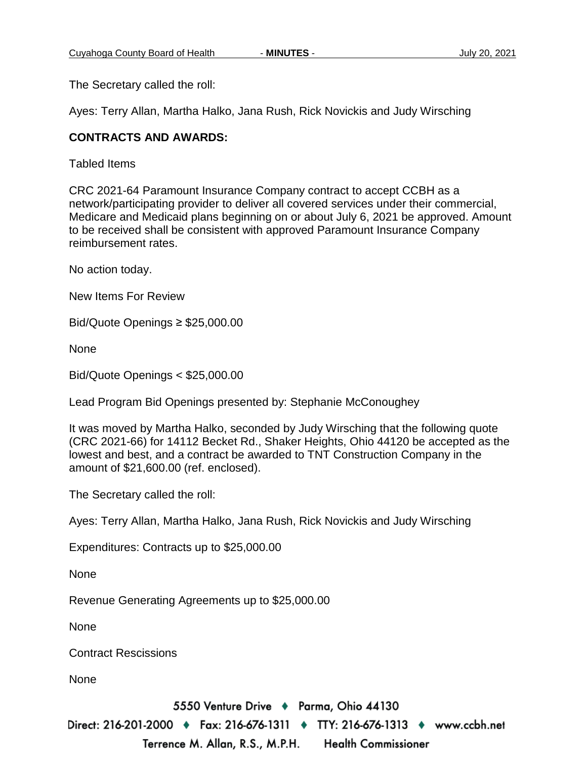The Secretary called the roll:

Ayes: Terry Allan, Martha Halko, Jana Rush, Rick Novickis and Judy Wirsching

**CONTRACTS AND AWARDS:**

Tabled Items

CRC 2021-64 Paramount Insurance Company contract to accept CCBH as a network/participating provider to deliver all covered services under their commercial, Medicare and Medicaid plans beginning on or about July 6, 2021 be approved. Amount to be received shall be consistent with approved Paramount Insurance Company reimbursement rates.

No action today.

New Items For Review

Bid/Quote Openings ≥ $25,000.00

None

Bid/Quote Openings < $25,000.00

Lead Program Bid Openings presented by: Stephanie McConoughey

It was moved by Martha Halko, seconded by Judy Wirsching that the following quote (CRC 2021-66) for 14112 Becket Rd., Shaker Heights, Ohio 44120 be accepted as the lowest and best, and a contract be awarded to TNT Construction Company in the amount of $21,600.00 (ref. enclosed).

The Secretary called the roll:

Ayes: Terry Allan, Martha Halko, Jana Rush, Rick Novickis and Judy Wirsching

Expenditures: Contracts up to $25,000.00

None

Revenue Generating Agreements up to $25,000.00

None

Contract Rescissions

None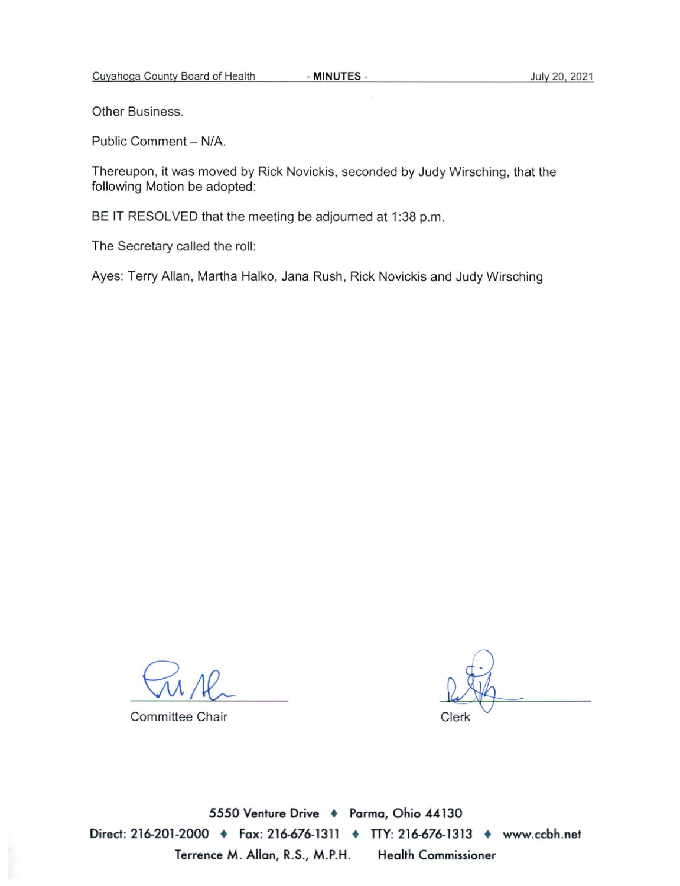Other Business.

Public Comment – N/A.

Thereupon, it was moved by Rick Novickis, seconded by Judy Wirsching, that the following Motion be adopted:

BE IT RESOLVED that the meeting be adjourned at 1:38 p.m.

The Secretary called the roll:

Ayes: Terry Allan, Martha Halko, Jana Rush, Rick Novickis and Judy Wirsching

Committee Chair

Clerk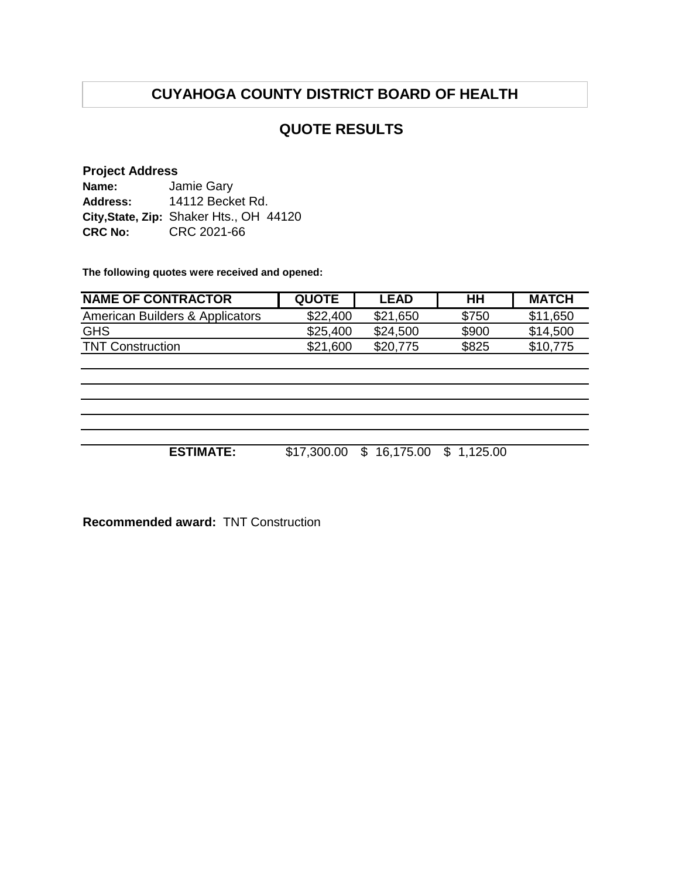# CUYAHOGA COUNTY DISTRICT BOARD OF HEALTH

## QUOTE RESULTS

**Project Address**

**Name:** Jamie Gary
**Address:** 14112 Becket Rd.
**City,State, Zip:** Shaker Hts., OH 44120
**CRC No:** CRC 2021-66

**The following quotes were received and opened:**

| NAME OF CONTRACTOR | QUOTE | LEAD | HH | MATCH |
|---|---|---|---|---|
| American Builders & Applicators | $22,400 | $21,650 | $750 | $11,650 |
| GHS | $25,400 | $24,500 | $900 | $14,500 |
| TNT Construction | $21,600 | $20,775 | $825 | $10,775 |
| | | | | |
| | | | | |
| | | | | |
| | | | | |
| | | | | |
| **ESTIMATE:** | $17,300.00 | $ 16,175.00 | $ 1,125.00 | |

**Recommended award:** TNT Construction